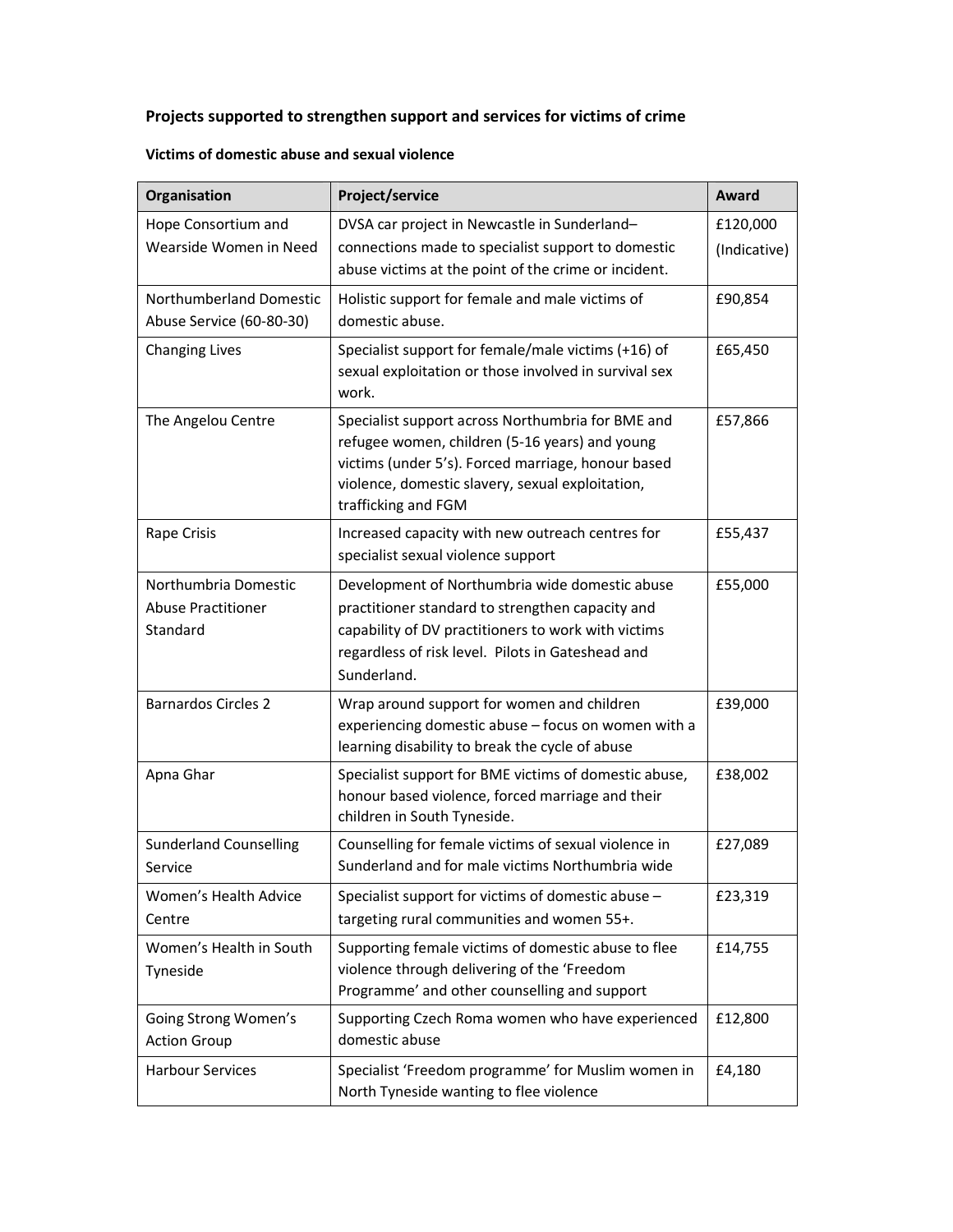# Projects supported to strengthen support and services for victims of crime

## Victims of domestic abuse and sexual violence

| Organisation | Project/service | Award |
|---|---|---|
| Hope Consortium and Wearside Women in Need | DVSA car project in Newcastle in Sunderland– connections made to specialist support to domestic abuse victims at the point of the crime or incident. | £120,000 (Indicative) |
| Northumberland Domestic Abuse Service (60-80-30) | Holistic support for female and male victims of domestic abuse. | £90,854 |
| Changing Lives | Specialist support for female/male victims (+16) of sexual exploitation or those involved in survival sex work. | £65,450 |
| The Angelou Centre | Specialist support across Northumbria for BME and refugee women, children (5-16 years) and young victims (under 5's). Forced marriage, honour based violence, domestic slavery, sexual exploitation, trafficking and FGM | £57,866 |
| Rape Crisis | Increased capacity with new outreach centres for specialist sexual violence support | £55,437 |
| Northumbria Domestic Abuse Practitioner Standard | Development of Northumbria wide domestic abuse practitioner standard to strengthen capacity and capability of DV practitioners to work with victims regardless of risk level. Pilots in Gateshead and Sunderland. | £55,000 |
| Barnardos Circles 2 | Wrap around support for women and children experiencing domestic abuse – focus on women with a learning disability to break the cycle of abuse | £39,000 |
| Apna Ghar | Specialist support for BME victims of domestic abuse, honour based violence, forced marriage and their children in South Tyneside. | £38,002 |
| Sunderland Counselling Service | Counselling for female victims of sexual violence in Sunderland and for male victims Northumbria wide | £27,089 |
| Women's Health Advice Centre | Specialist support for victims of domestic abuse – targeting rural communities and women 55+. | £23,319 |
| Women's Health in South Tyneside | Supporting female victims of domestic abuse to flee violence through delivering of the 'Freedom Programme' and other counselling and support | £14,755 |
| Going Strong Women's Action Group | Supporting Czech Roma women who have experienced domestic abuse | £12,800 |
| Harbour Services | Specialist 'Freedom programme' for Muslim women in North Tyneside wanting to flee violence | £4,180 |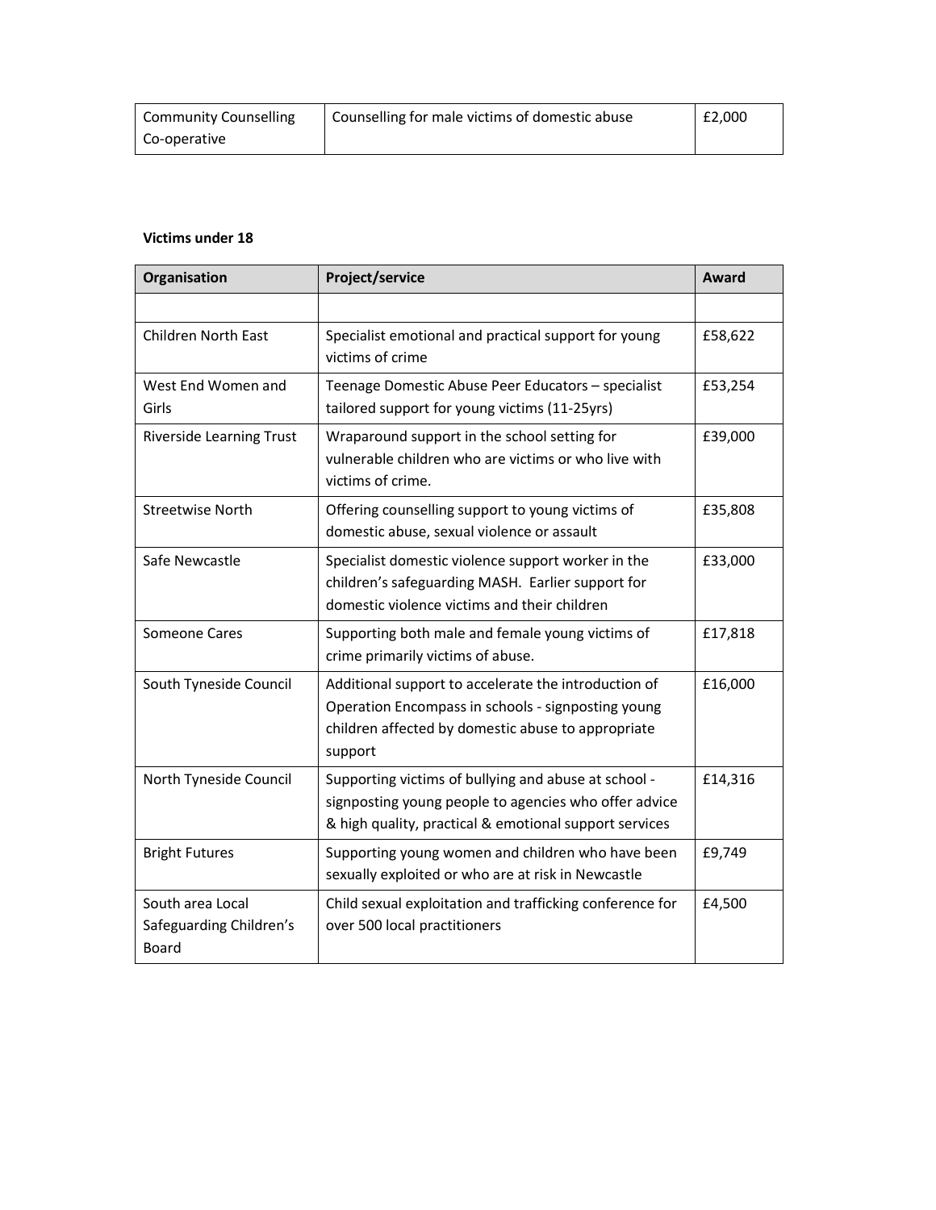| Community Counselling Co-operative | Counselling for male victims of domestic abuse | £2,000 |
|---|---|---|

**Victims under 18**

| Organisation | Project/service | Award |
|---|---|---|
| | | |
| Children North East | Specialist emotional and practical support for young victims of crime | £58,622 |
| West End Women and Girls | Teenage Domestic Abuse Peer Educators – specialist tailored support for young victims (11-25yrs) | £53,254 |
| Riverside Learning Trust | Wraparound support in the school setting for vulnerable children who are victims or who live with victims of crime. | £39,000 |
| Streetwise North | Offering counselling support to young victims of domestic abuse, sexual violence or assault | £35,808 |
| Safe Newcastle | Specialist domestic violence support worker in the children's safeguarding MASH. Earlier support for domestic violence victims and their children | £33,000 |
| Someone Cares | Supporting both male and female young victims of crime primarily victims of abuse. | £17,818 |
| South Tyneside Council | Additional support to accelerate the introduction of Operation Encompass in schools - signposting young children affected by domestic abuse to appropriate support | £16,000 |
| North Tyneside Council | Supporting victims of bullying and abuse at school - signposting young people to agencies who offer advice & high quality, practical & emotional support services | £14,316 |
| Bright Futures | Supporting young women and children who have been sexually exploited or who are at risk in Newcastle | £9,749 |
| South area Local Safeguarding Children's Board | Child sexual exploitation and trafficking conference for over 500 local practitioners | £4,500 |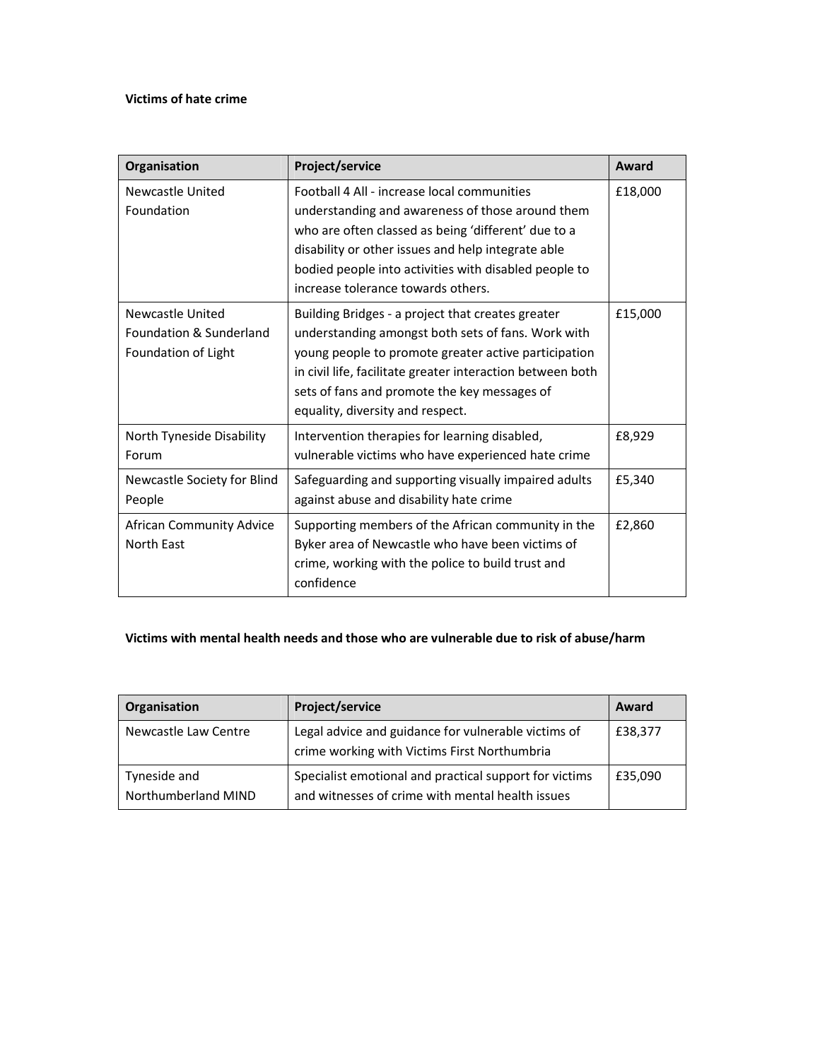**Victims of hate crime**

| Organisation | Project/service | Award |
| --- | --- | --- |
| Newcastle United Foundation | Football 4 All - increase local communities understanding and awareness of those around them who are often classed as being 'different' due to a disability or other issues and help integrate able bodied people into activities with disabled people to increase tolerance towards others. | £18,000 |
| Newcastle United Foundation & Sunderland Foundation of Light | Building Bridges - a project that creates greater understanding amongst both sets of fans. Work with young people to promote greater active participation in civil life, facilitate greater interaction between both sets of fans and promote the key messages of equality, diversity and respect. | £15,000 |
| North Tyneside Disability Forum | Intervention therapies for learning disabled, vulnerable victims who have experienced hate crime | £8,929 |
| Newcastle Society for Blind People | Safeguarding and supporting visually impaired adults against abuse and disability hate crime | £5,340 |
| African Community Advice North East | Supporting members of the African community in the Byker area of Newcastle who have been victims of crime, working with the police to build trust and confidence | £2,860 |

**Victims with mental health needs and those who are vulnerable due to risk of abuse/harm**

| Organisation | Project/service | Award |
| --- | --- | --- |
| Newcastle Law Centre | Legal advice and guidance for vulnerable victims of crime working with Victims First Northumbria | £38,377 |
| Tyneside and Northumberland MIND | Specialist emotional and practical support for victims and witnesses of crime with mental health issues | £35,090 |